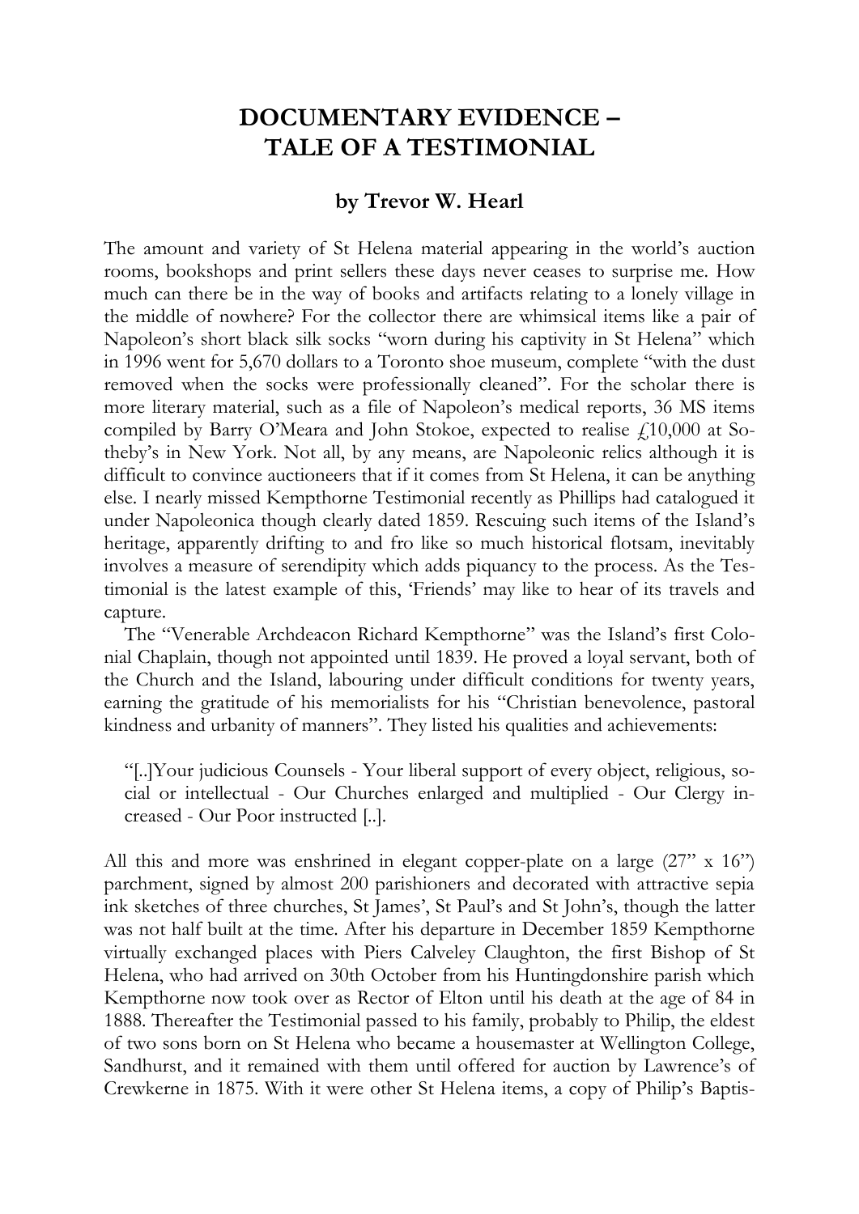# DOCUMENTARY EVIDENCE – TALE OF A TESTIMONIAL

### by Trevor W. Hearl

The amount and variety of St Helena material appearing in the world's auction rooms, bookshops and print sellers these days never ceases to surprise me. How much can there be in the way of books and artifacts relating to a lonely village in the middle of nowhere? For the collector there are whimsical items like a pair of Napoleon's short black silk socks "worn during his captivity in St Helena" which in 1996 went for 5,670 dollars to a Toronto shoe museum, complete "with the dust removed when the socks were professionally cleaned". For the scholar there is more literary material, such as a file of Napoleon's medical reports, 36 MS items compiled by Barry O'Meara and John Stokoe, expected to realise £10,000 at Sotheby's in New York. Not all, by any means, are Napoleonic relics although it is difficult to convince auctioneers that if it comes from St Helena, it can be anything else. I nearly missed Kempthorne Testimonial recently as Phillips had catalogued it under Napoleonica though clearly dated 1859. Rescuing such items of the Island's heritage, apparently drifting to and fro like so much historical flotsam, inevitably involves a measure of serendipity which adds piquancy to the process. As the Testimonial is the latest example of this, 'Friends' may like to hear of its travels and capture.

The "Venerable Archdeacon Richard Kempthorne" was the Island's first Colonial Chaplain, though not appointed until 1839. He proved a loyal servant, both of the Church and the Island, labouring under difficult conditions for twenty years, earning the gratitude of his memorialists for his "Christian benevolence, pastoral kindness and urbanity of manners". They listed his qualities and achievements:

> "[..]Your judicious Counsels - Your liberal support of every object, religious, social or intellectual - Our Churches enlarged and multiplied - Our Clergy increased - Our Poor instructed [..].

All this and more was enshrined in elegant copper-plate on a large (27" x 16") parchment, signed by almost 200 parishioners and decorated with attractive sepia ink sketches of three churches, St James', St Paul's and St John's, though the latter was not half built at the time. After his departure in December 1859 Kempthorne virtually exchanged places with Piers Calveley Claughton, the first Bishop of St Helena, who had arrived on 30th October from his Huntingdonshire parish which Kempthorne now took over as Rector of Elton until his death at the age of 84 in 1888. Thereafter the Testimonial passed to his family, probably to Philip, the eldest of two sons born on St Helena who became a housemaster at Wellington College, Sandhurst, and it remained with them until offered for auction by Lawrence's of Crewkerne in 1875. With it were other St Helena items, a copy of Philip's Baptis-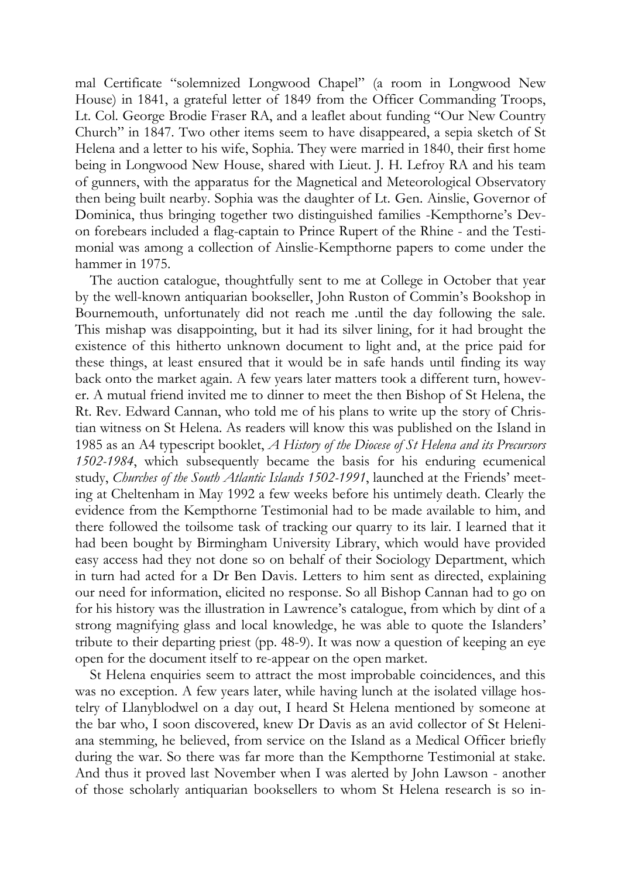mal Certificate "solemnized Longwood Chapel" (a room in Longwood New House) in 1841, a grateful letter of 1849 from the Officer Commanding Troops, Lt. Col. George Brodie Fraser RA, and a leaflet about funding "Our New Country Church" in 1847. Two other items seem to have disappeared, a sepia sketch of St Helena and a letter to his wife, Sophia. They were married in 1840, their first home being in Longwood New House, shared with Lieut. J. H. Lefroy RA and his team of gunners, with the apparatus for the Magnetical and Meteorological Observatory then being built nearby. Sophia was the daughter of Lt. Gen. Ainslie, Governor of Dominica, thus bringing together two distinguished families -Kempthorne's Devon forebears included a flag-captain to Prince Rupert of the Rhine - and the Testimonial was among a collection of Ainslie-Kempthorne papers to come under the hammer in 1975.

The auction catalogue, thoughtfully sent to me at College in October that year by the well-known antiquarian bookseller, John Ruston of Commin's Bookshop in Bournemouth, unfortunately did not reach me .until the day following the sale. This mishap was disappointing, but it had its silver lining, for it had brought the existence of this hitherto unknown document to light and, at the price paid for these things, at least ensured that it would be in safe hands until finding its way back onto the market again. A few years later matters took a different turn, however. A mutual friend invited me to dinner to meet the then Bishop of St Helena, the Rt. Rev. Edward Cannan, who told me of his plans to write up the story of Christian witness on St Helena. As readers will know this was published on the Island in 1985 as an A4 typescript booklet, *A History of the Diocese of St Helena and its Precursors 1502-1984*, which subsequently became the basis for his enduring ecumenical study, *Churches of the South Atlantic Islands 1502-1991*, launched at the Friends' meeting at Cheltenham in May 1992 a few weeks before his untimely death. Clearly the evidence from the Kempthorne Testimonial had to be made available to him, and there followed the toilsome task of tracking our quarry to its lair. I learned that it had been bought by Birmingham University Library, which would have provided easy access had they not done so on behalf of their Sociology Department, which in turn had acted for a Dr Ben Davis. Letters to him sent as directed, explaining our need for information, elicited no response. So all Bishop Cannan had to go on for his history was the illustration in Lawrence's catalogue, from which by dint of a strong magnifying glass and local knowledge, he was able to quote the Islanders' tribute to their departing priest (pp. 48-9). It was now a question of keeping an eye open for the document itself to re-appear on the open market.

St Helena enquiries seem to attract the most improbable coincidences, and this was no exception. A few years later, while having lunch at the isolated village hostelry of Llanyblodwel on a day out, I heard St Helena mentioned by someone at the bar who, I soon discovered, knew Dr Davis as an avid collector of St Heleniana stemming, he believed, from service on the Island as a Medical Officer briefly during the war. So there was far more than the Kempthorne Testimonial at stake. And thus it proved last November when I was alerted by John Lawson - another of those scholarly antiquarian booksellers to whom St Helena research is so in-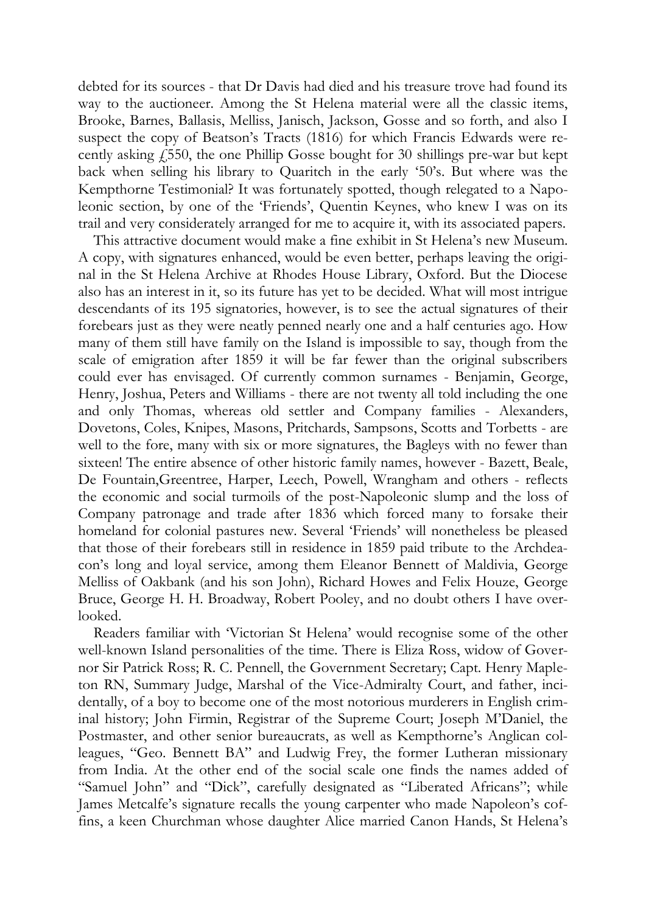debted for its sources - that Dr Davis had died and his treasure trove had found its way to the auctioneer. Among the St Helena material were all the classic items, Brooke, Barnes, Ballasis, Melliss, Janisch, Jackson, Gosse and so forth, and also I suspect the copy of Beatson's Tracts (1816) for which Francis Edwards were recently asking £550, the one Phillip Gosse bought for 30 shillings pre-war but kept back when selling his library to Quaritch in the early '50's. But where was the Kempthorne Testimonial? It was fortunately spotted, though relegated to a Napoleonic section, by one of the 'Friends', Quentin Keynes, who knew I was on its trail and very considerately arranged for me to acquire it, with its associated papers.

This attractive document would make a fine exhibit in St Helena's new Museum. A copy, with signatures enhanced, would be even better, perhaps leaving the original in the St Helena Archive at Rhodes House Library, Oxford. But the Diocese also has an interest in it, so its future has yet to be decided. What will most intrigue descendants of its 195 signatories, however, is to see the actual signatures of their forebears just as they were neatly penned nearly one and a half centuries ago. How many of them still have family on the Island is impossible to say, though from the scale of emigration after 1859 it will be far fewer than the original subscribers could ever has envisaged. Of currently common surnames - Benjamin, George, Henry, Joshua, Peters and Williams - there are not twenty all told including the one and only Thomas, whereas old settler and Company families - Alexanders, Dovetons, Coles, Knipes, Masons, Pritchards, Sampsons, Scotts and Torbetts - are well to the fore, many with six or more signatures, the Bagleys with no fewer than sixteen! The entire absence of other historic family names, however - Bazett, Beale, De Fountain,Greentree, Harper, Leech, Powell, Wrangham and others - reflects the economic and social turmoils of the post-Napoleonic slump and the loss of Company patronage and trade after 1836 which forced many to forsake their homeland for colonial pastures new. Several 'Friends' will nonetheless be pleased that those of their forebears still in residence in 1859 paid tribute to the Archdeacon's long and loyal service, among them Eleanor Bennett of Maldivia, George Melliss of Oakbank (and his son John), Richard Howes and Felix Houze, George Bruce, George H. H. Broadway, Robert Pooley, and no doubt others I have overlooked.

Readers familiar with 'Victorian St Helena' would recognise some of the other well-known Island personalities of the time. There is Eliza Ross, widow of Governor Sir Patrick Ross; R. C. Pennell, the Government Secretary; Capt. Henry Mapleton RN, Summary Judge, Marshal of the Vice-Admiralty Court, and father, incidentally, of a boy to become one of the most notorious murderers in English criminal history; John Firmin, Registrar of the Supreme Court; Joseph M'Daniel, the Postmaster, and other senior bureaucrats, as well as Kempthorne's Anglican colleagues, "Geo. Bennett BA" and Ludwig Frey, the former Lutheran missionary from India. At the other end of the social scale one finds the names added of "Samuel John" and "Dick", carefully designated as "Liberated Africans"; while James Metcalfe's signature recalls the young carpenter who made Napoleon's coffins, a keen Churchman whose daughter Alice married Canon Hands, St Helena's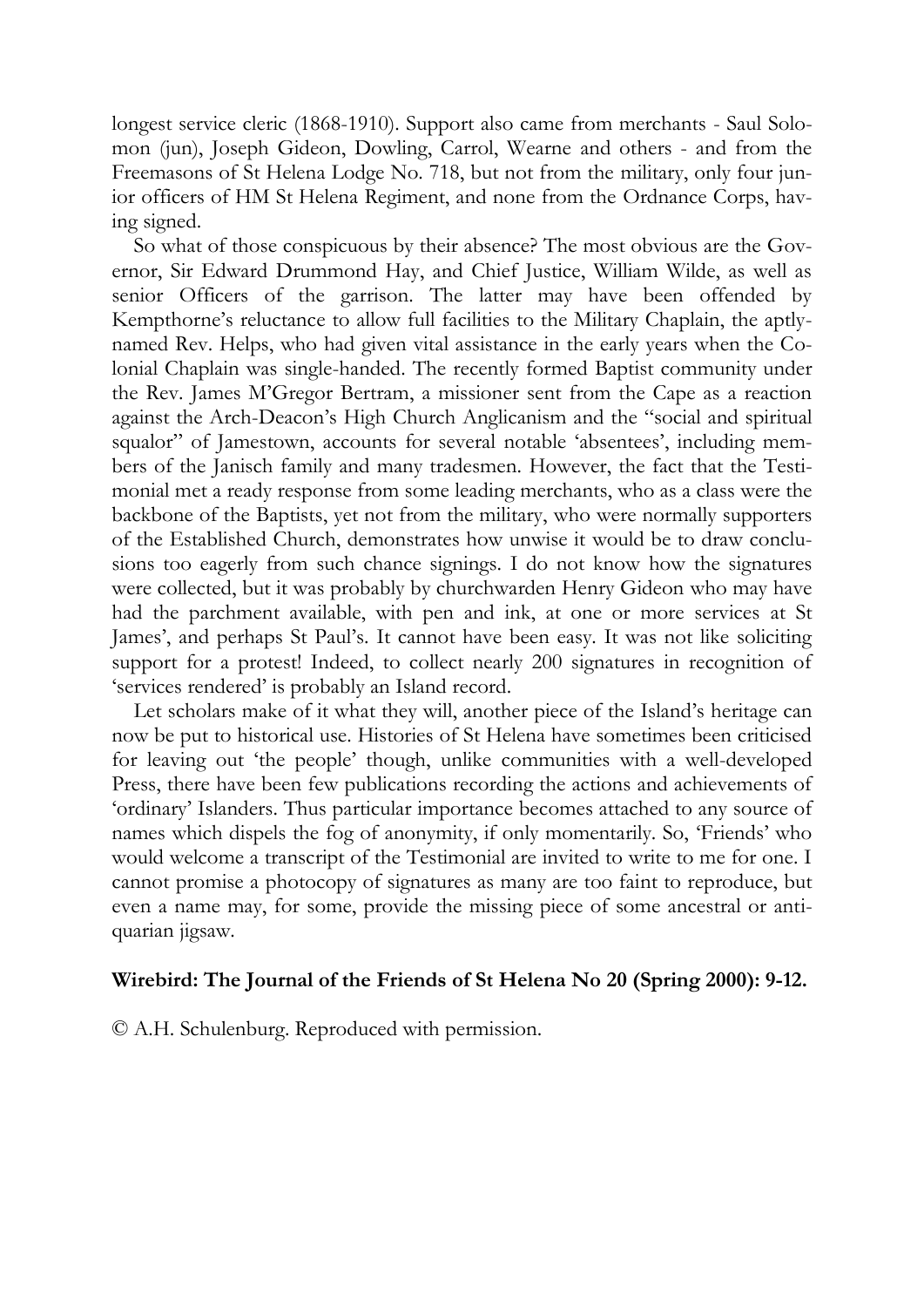longest service cleric (1868-1910). Support also came from merchants - Saul Solomon (jun), Joseph Gideon, Dowling, Carrol, Wearne and others - and from the Freemasons of St Helena Lodge No. 718, but not from the military, only four junior officers of HM St Helena Regiment, and none from the Ordnance Corps, having signed.

So what of those conspicuous by their absence? The most obvious are the Governor, Sir Edward Drummond Hay, and Chief Justice, William Wilde, as well as senior Officers of the garrison. The latter may have been offended by Kempthorne's reluctance to allow full facilities to the Military Chaplain, the aptly-named Rev. Helps, who had given vital assistance in the early years when the Colonial Chaplain was single-handed. The recently formed Baptist community under the Rev. James M'Gregor Bertram, a missioner sent from the Cape as a reaction against the Arch-Deacon's High Church Anglicanism and the "social and spiritual squalor" of Jamestown, accounts for several notable 'absentees', including members of the Janisch family and many tradesmen. However, the fact that the Testimonial met a ready response from some leading merchants, who as a class were the backbone of the Baptists, yet not from the military, who were normally supporters of the Established Church, demonstrates how unwise it would be to draw conclusions too eagerly from such chance signings. I do not know how the signatures were collected, but it was probably by churchwarden Henry Gideon who may have had the parchment available, with pen and ink, at one or more services at St James', and perhaps St Paul's. It cannot have been easy. It was not like soliciting support for a protest! Indeed, to collect nearly 200 signatures in recognition of 'services rendered' is probably an Island record.

Let scholars make of it what they will, another piece of the Island's heritage can now be put to historical use. Histories of St Helena have sometimes been criticised for leaving out 'the people' though, unlike communities with a well-developed Press, there have been few publications recording the actions and achievements of 'ordinary' Islanders. Thus particular importance becomes attached to any source of names which dispels the fog of anonymity, if only momentarily. So, 'Friends' who would welcome a transcript of the Testimonial are invited to write to me for one. I cannot promise a photocopy of signatures as many are too faint to reproduce, but even a name may, for some, provide the missing piece of some ancestral or antiquarian jigsaw.

**Wirebird: The Journal of the Friends of St Helena No 20 (Spring 2000): 9-12.**

© A.H. Schulenburg. Reproduced with permission.